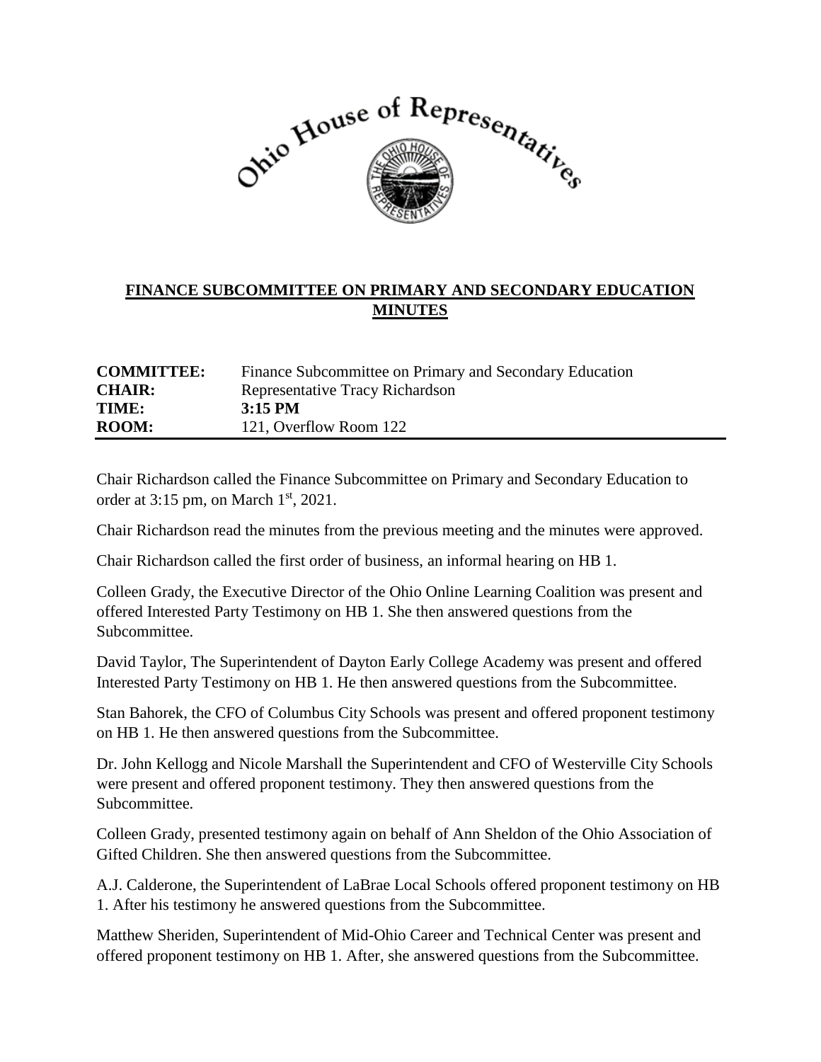# FINANCE SUBCOMMITTEE ON PRIMARY AND SECONDARY EDUCATION MINUTES

**COMMITTEE:** Finance Subcommittee on Primary and Secondary Education
**CHAIR:** Representative Tracy Richardson
**TIME:** **3:15 PM**
**ROOM:** 121, Overflow Room 122

Chair Richardson called the Finance Subcommittee on Primary and Secondary Education to order at 3:15 pm, on March 1st, 2021.

Chair Richardson read the minutes from the previous meeting and the minutes were approved.

Chair Richardson called the first order of business, an informal hearing on HB 1.

Colleen Grady, the Executive Director of the Ohio Online Learning Coalition was present and offered Interested Party Testimony on HB 1. She then answered questions from the Subcommittee.

David Taylor, The Superintendent of Dayton Early College Academy was present and offered Interested Party Testimony on HB 1. He then answered questions from the Subcommittee.

Stan Bahorek, the CFO of Columbus City Schools was present and offered proponent testimony on HB 1. He then answered questions from the Subcommittee.

Dr. John Kellogg and Nicole Marshall the Superintendent and CFO of Westerville City Schools were present and offered proponent testimony. They then answered questions from the Subcommittee.

Colleen Grady, presented testimony again on behalf of Ann Sheldon of the Ohio Association of Gifted Children. She then answered questions from the Subcommittee.

A.J. Calderone, the Superintendent of LaBrae Local Schools offered proponent testimony on HB 1. After his testimony he answered questions from the Subcommittee.

Matthew Sheriden, Superintendent of Mid-Ohio Career and Technical Center was present and offered proponent testimony on HB 1. After, she answered questions from the Subcommittee.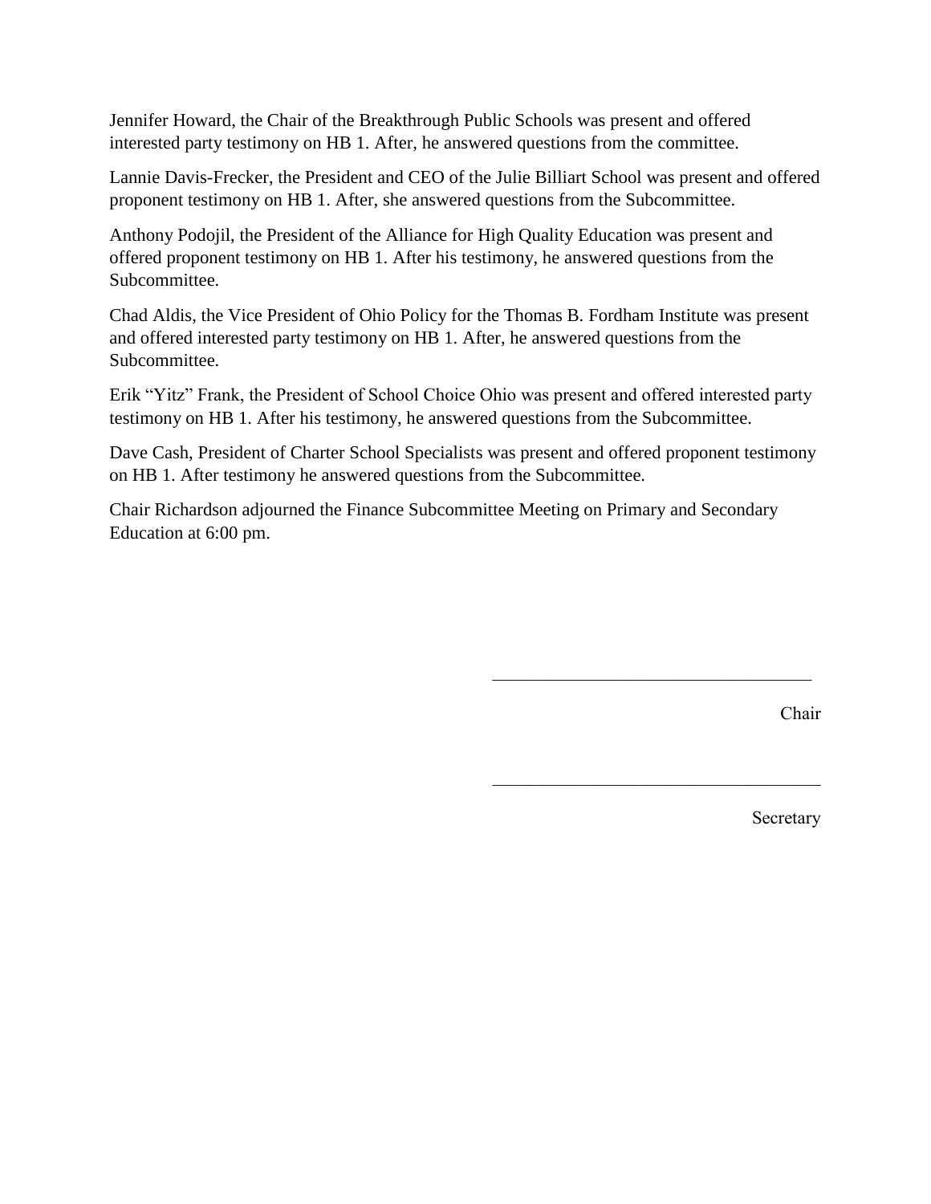Jennifer Howard, the Chair of the Breakthrough Public Schools was present and offered interested party testimony on HB 1. After, he answered questions from the committee.

Lannie Davis-Frecker, the President and CEO of the Julie Billiart School was present and offered proponent testimony on HB 1. After, she answered questions from the Subcommittee.

Anthony Podojil, the President of the Alliance for High Quality Education was present and offered proponent testimony on HB 1. After his testimony, he answered questions from the Subcommittee.

Chad Aldis, the Vice President of Ohio Policy for the Thomas B. Fordham Institute was present and offered interested party testimony on HB 1. After, he answered questions from the Subcommittee.

Erik "Yitz" Frank, the President of School Choice Ohio was present and offered interested party testimony on HB 1. After his testimony, he answered questions from the Subcommittee.

Dave Cash, President of Charter School Specialists was present and offered proponent testimony on HB 1. After testimony he answered questions from the Subcommittee.

Chair Richardson adjourned the Finance Subcommittee Meeting on Primary and Secondary Education at 6:00 pm.

\_\_\_\_\_\_\_\_\_\_\_\_\_\_\_\_\_\_\_\_\_\_\_\_\_\_\_\_\_\_\_\_\_\_\_\_

Chair

\_\_\_\_\_\_\_\_\_\_\_\_\_\_\_\_\_\_\_\_\_\_\_\_\_\_\_\_\_\_\_\_\_\_\_\_

Secretary